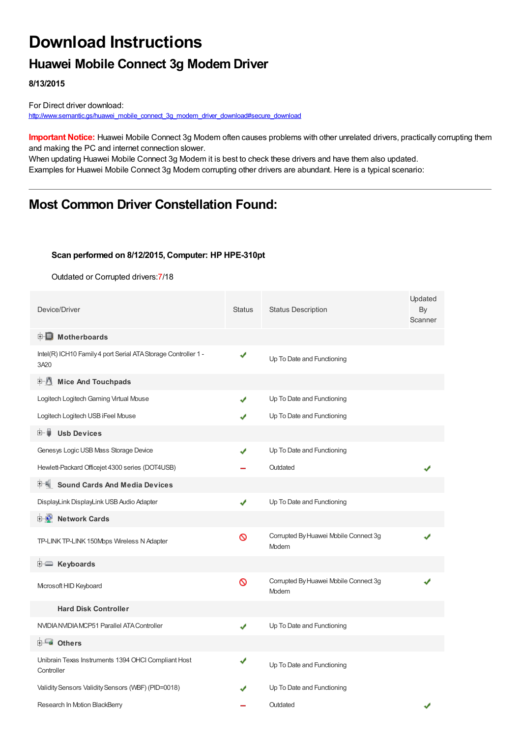# Download Instructions

## Huawei Mobile Connect 3g Modem Driver

**8/13/2015**

For Direct driver download:
http://www.semantic.gs/huawei_mobile_connect_3g_modem_driver_download#secure_download

**Important Notice:** Huawei Mobile Connect 3g Modem often causes problems with other unrelated drivers, practically corrupting them and making the PC and internet connection slower.
When updating Huawei Mobile Connect 3g Modem it is best to check these drivers and have them also updated.
Examples for Huawei Mobile Connect 3g Modem corrupting other drivers are abundant. Here is a typical scenario:

---

## Most Common Driver Constellation Found:

**Scan performed on 8/12/2015, Computer: HP HPE-310pt**

Outdated or Corrupted drivers:7/18

| Device/Driver | Status | Status Description | Updated By Scanner |
|---|---|---|---|
| **Motherboards** | | | |
| Intel(R) ICH10 Family 4 port Serial ATA Storage Controller 1 - 3A20 | ✔ | Up To Date and Functioning | |
| **Mice And Touchpads** | | | |
| Logitech Logitech Gaming Virtual Mouse | ✔ | Up To Date and Functioning | |
| Logitech Logitech USB iFeel Mouse | ✔ | Up To Date and Functioning | |
| **Usb Devices** | | | |
| Genesys Logic USB Mass Storage Device | ✔ | Up To Date and Functioning | |
| Hewlett-Packard Officejet 4300 series (DOT4USB) | – | Outdated | ✔ |
| **Sound Cards And Media Devices** | | | |
| DisplayLink DisplayLink USB Audio Adapter | ✔ | Up To Date and Functioning | |
| **Network Cards** | | | |
| TP-LINK TP-LINK 150Mbps Wireless N Adapter | 🚫 | Corrupted By Huawei Mobile Connect 3g Modem | ✔ |
| **Keyboards** | | | |
| Microsoft HID Keyboard | 🚫 | Corrupted By Huawei Mobile Connect 3g Modem | ✔ |
| **Hard Disk Controller** | | | |
| NVIDIA NVIDIA MCP51 Parallel ATA Controller | ✔ | Up To Date and Functioning | |
| **Others** | | | |
| Unibrain Texas Instruments 1394 OHCI Compliant Host Controller | ✔ | Up To Date and Functioning | |
| Validity Sensors Validity Sensors (WBF) (PID=0018) | ✔ | Up To Date and Functioning | |
| Research In Motion BlackBerry | – | Outdated | ✔ |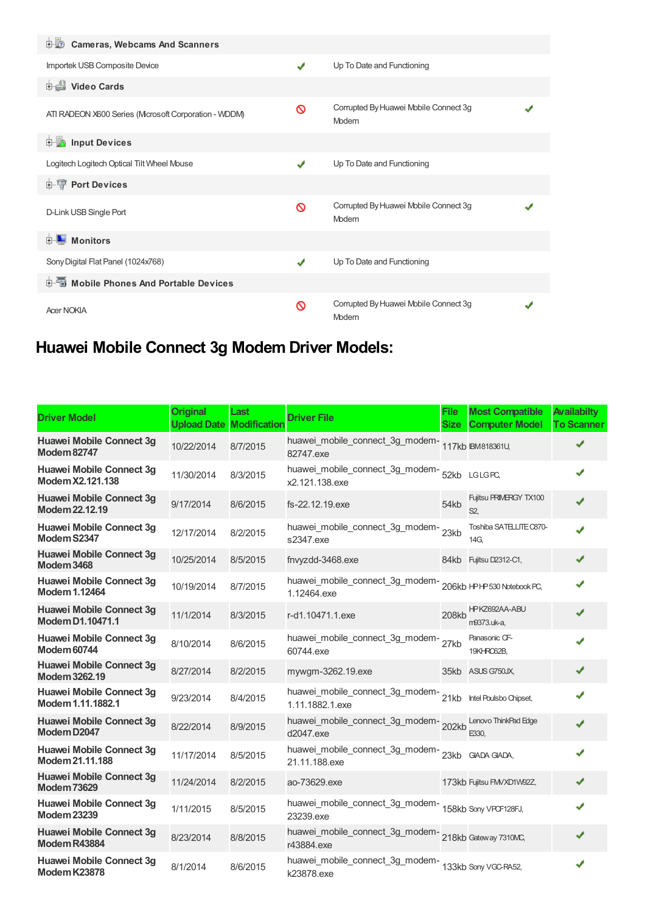| | | | |
|---|---|---|---|
| **Cameras, Webcams And Scanners** | | | |
| Importek USB Composite Device | ✔ | Up To Date and Functioning | |
| **Video Cards** | | | |
| ATI RADEON X600 Series (Microsoft Corporation - WDDM) | ⊘ | Corrupted By Huawei Mobile Connect 3g Modem | ✔ |
| **Input Devices** | | | |
| Logitech Logitech Optical Tilt Wheel Mouse | ✔ | Up To Date and Functioning | |
| **Port Devices** | | | |
| D-Link USB Single Port | ⊘ | Corrupted By Huawei Mobile Connect 3g Modem | ✔ |
| **Monitors** | | | |
| Sony Digital Flat Panel (1024x768) | ✔ | Up To Date and Functioning | |
| **Mobile Phones And Portable Devices** | | | |
| Acer NOKIA | ⊘ | Corrupted By Huawei Mobile Connect 3g Modem | ✔ |

## Huawei Mobile Connect 3g Modem Driver Models:

| Driver Model | Original Upload Date | Last Modification | Driver File | File Size | Most Compatible Computer Model | Availabilty To Scanner |
|---|---|---|---|---|---|---|
| **Huawei Mobile Connect 3g Modem 82747** | 10/22/2014 | 8/7/2015 | huawei_mobile_connect_3g_modem-82747.exe | 117kb | IBM 818361U, | ✔ |
| **Huawei Mobile Connect 3g Modem X2.121.138** | 11/30/2014 | 8/3/2015 | huawei_mobile_connect_3g_modem-x2.121.138.exe | 52kb | LG LG PC, | ✔ |
| **Huawei Mobile Connect 3g Modem 22.12.19** | 9/17/2014 | 8/6/2015 | fs-22.12.19.exe | 54kb | Fujitsu PRIMERGY TX100 S2, | ✔ |
| **Huawei Mobile Connect 3g Modem S2347** | 12/17/2014 | 8/2/2015 | huawei_mobile_connect_3g_modem-s2347.exe | 23kb | Toshiba SATELLITE C870-14G, | ✔ |
| **Huawei Mobile Connect 3g Modem 3468** | 10/25/2014 | 8/5/2015 | fnvyzdd-3468.exe | 84kb | Fujitsu D2312-C1, | ✔ |
| **Huawei Mobile Connect 3g Modem 1.12464** | 10/19/2014 | 8/7/2015 | huawei_mobile_connect_3g_modem-1.12464.exe | 206kb | HP HP 530 Notebook PC, | ✔ |
| **Huawei Mobile Connect 3g Modem D1.10471.1** | 11/1/2014 | 8/3/2015 | r-d1.10471.1.exe | 208kb | HP KZ692AA-ABU m9373.uk-a, | ✔ |
| **Huawei Mobile Connect 3g Modem 60744** | 8/10/2014 | 8/6/2015 | huawei_mobile_connect_3g_modem-60744.exe | 27kb | Panasonic CF-19KHRC62B, | ✔ |
| **Huawei Mobile Connect 3g Modem 3262.19** | 8/27/2014 | 8/2/2015 | mywgm-3262.19.exe | 35kb | ASUS G750JX, | ✔ |
| **Huawei Mobile Connect 3g Modem 1.11.1882.1** | 9/23/2014 | 8/4/2015 | huawei_mobile_connect_3g_modem-1.11.1882.1.exe | 21kb | Intel Poulsbo Chipset, | ✔ |
| **Huawei Mobile Connect 3g Modem D2047** | 8/22/2014 | 8/9/2015 | huawei_mobile_connect_3g_modem-d2047.exe | 202kb | Lenovo ThinkPad Edge E330, | ✔ |
| **Huawei Mobile Connect 3g Modem 21.11.188** | 11/17/2014 | 8/5/2015 | huawei_mobile_connect_3g_modem-21.11.188.exe | 23kb | GIADA GIADA, | ✔ |
| **Huawei Mobile Connect 3g Modem 73629** | 11/24/2014 | 8/2/2015 | ao-73629.exe | 173kb | Fujitsu FMVXD1W92Z, | ✔ |
| **Huawei Mobile Connect 3g Modem 23239** | 1/11/2015 | 8/5/2015 | huawei_mobile_connect_3g_modem-23239.exe | 158kb | Sony VPCF128FJ, | ✔ |
| **Huawei Mobile Connect 3g Modem R43884** | 8/23/2014 | 8/8/2015 | huawei_mobile_connect_3g_modem-r43884.exe | 218kb | Gateway 7310MC, | ✔ |
| **Huawei Mobile Connect 3g Modem K23878** | 8/1/2014 | 8/6/2015 | huawei_mobile_connect_3g_modem-k23878.exe | 133kb | Sony VGC-RA52, | ✔ |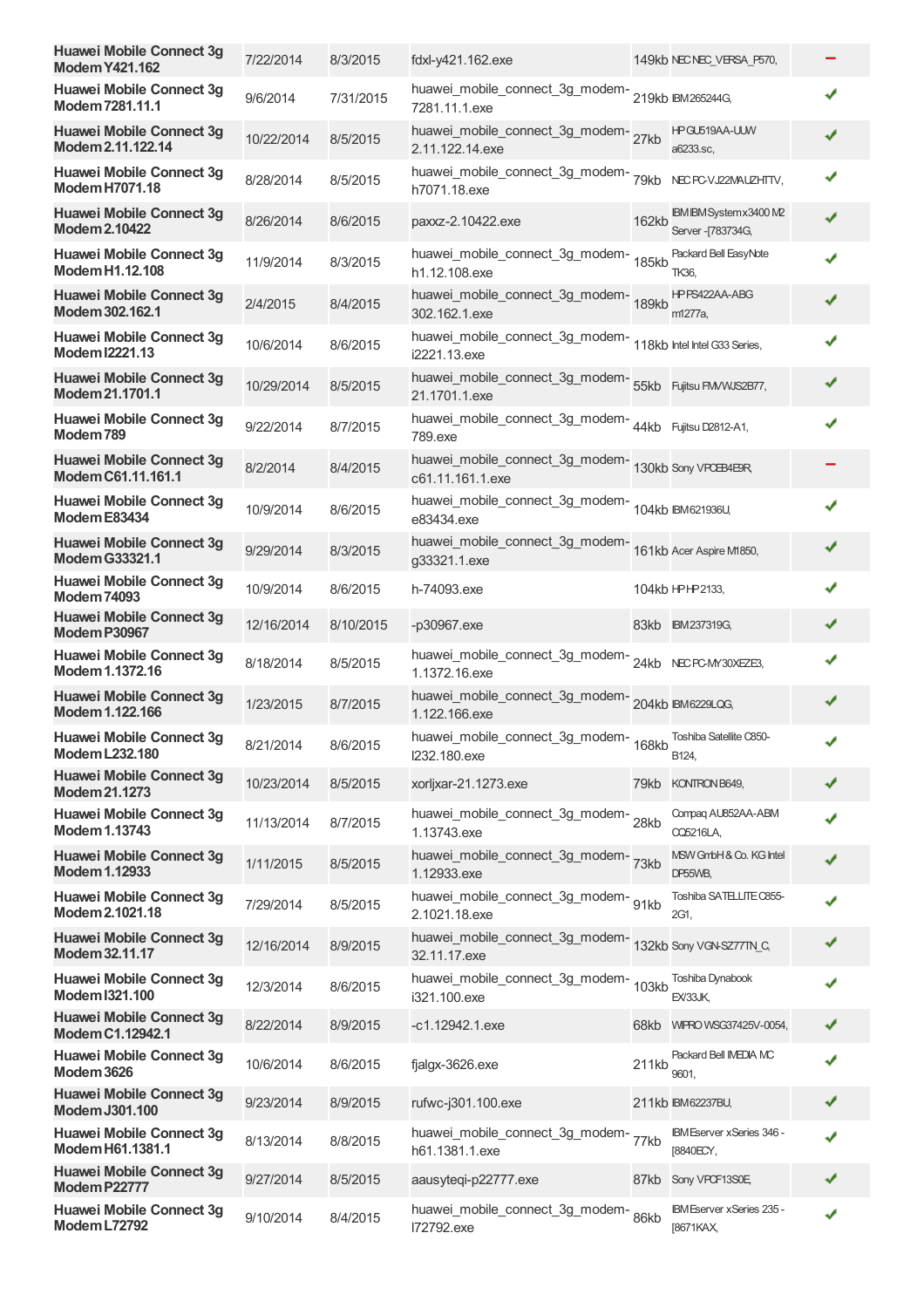| | | | | | | |
|---|---|---|---|---|---|---|
| **Huawei Mobile Connect 3g Modem Y421.162** | 7/22/2014 | 8/3/2015 | fdxl-y421.162.exe | 149kb | NEC NEC_VERSA_P570, | − |
| **Huawei Mobile Connect 3g Modem 7281.11.1** | 9/6/2014 | 7/31/2015 | huawei_mobile_connect_3g_modem-7281.11.1.exe | 219kb | IBM 265244G, | ✔ |
| **Huawei Mobile Connect 3g Modem 2.11.122.14** | 10/22/2014 | 8/5/2015 | huawei_mobile_connect_3g_modem-2.11.122.14.exe | 27kb | HP GU519AA-UUW a6233.sc, | ✔ |
| **Huawei Mobile Connect 3g Modem H7071.18** | 8/28/2014 | 8/5/2015 | huawei_mobile_connect_3g_modem-h7071.18.exe | 79kb | NEC PC-VJ22MAUZHTTV, | ✔ |
| **Huawei Mobile Connect 3g Modem 2.10422** | 8/26/2014 | 8/6/2015 | paxxz-2.10422.exe | 162kb | IBM IBM System x3400 M2 Server -[783734G, | ✔ |
| **Huawei Mobile Connect 3g Modem H1.12.108** | 11/9/2014 | 8/3/2015 | huawei_mobile_connect_3g_modem-h1.12.108.exe | 185kb | Packard Bell EasyNote TK36, | ✔ |
| **Huawei Mobile Connect 3g Modem 302.162.1** | 2/4/2015 | 8/4/2015 | huawei_mobile_connect_3g_modem-302.162.1.exe | 189kb | HP PS422AA-ABG m1277a, | ✔ |
| **Huawei Mobile Connect 3g Modem I2221.13** | 10/6/2014 | 8/6/2015 | huawei_mobile_connect_3g_modem-i2221.13.exe | 118kb | Intel Intel G33 Series, | ✔ |
| **Huawei Mobile Connect 3g Modem 21.1701.1** | 10/29/2014 | 8/5/2015 | huawei_mobile_connect_3g_modem-21.1701.1.exe | 55kb | Fujitsu FMVWJS2B77, | ✔ |
| **Huawei Mobile Connect 3g Modem 789** | 9/22/2014 | 8/7/2015 | huawei_mobile_connect_3g_modem-789.exe | 44kb | Fujitsu D2812-A1, | ✔ |
| **Huawei Mobile Connect 3g Modem C61.11.161.1** | 8/2/2014 | 8/4/2015 | huawei_mobile_connect_3g_modem-c61.11.161.1.exe | 130kb | Sony VPCEB4E9R, | − |
| **Huawei Mobile Connect 3g Modem E83434** | 10/9/2014 | 8/6/2015 | huawei_mobile_connect_3g_modem-e83434.exe | 104kb | IBM 621936U, | ✔ |
| **Huawei Mobile Connect 3g Modem G33321.1** | 9/29/2014 | 8/3/2015 | huawei_mobile_connect_3g_modem-g33321.1.exe | 161kb | Acer Aspire M1850, | ✔ |
| **Huawei Mobile Connect 3g Modem 74093** | 10/9/2014 | 8/6/2015 | h-74093.exe | 104kb | HP HP 2133, | ✔ |
| **Huawei Mobile Connect 3g Modem P30967** | 12/16/2014 | 8/10/2015 | -p30967.exe | 83kb | IBM 237319G, | ✔ |
| **Huawei Mobile Connect 3g Modem 1.1372.16** | 8/18/2014 | 8/5/2015 | huawei_mobile_connect_3g_modem-1.1372.16.exe | 24kb | NEC PC-MY30XEZE3, | ✔ |
| **Huawei Mobile Connect 3g Modem 1.122.166** | 1/23/2015 | 8/7/2015 | huawei_mobile_connect_3g_modem-1.122.166.exe | 204kb | IBM 6229LQG, | ✔ |
| **Huawei Mobile Connect 3g Modem L232.180** | 8/21/2014 | 8/6/2015 | huawei_mobile_connect_3g_modem-l232.180.exe | 168kb | Toshiba Satellite C850-B124, | ✔ |
| **Huawei Mobile Connect 3g Modem 21.1273** | 10/23/2014 | 8/5/2015 | xorljxar-21.1273.exe | 79kb | KONTRON B649, | ✔ |
| **Huawei Mobile Connect 3g Modem 1.13743** | 11/13/2014 | 8/7/2015 | huawei_mobile_connect_3g_modem-1.13743.exe | 28kb | Compaq AU852AA-ABM CQ5216LA, | ✔ |
| **Huawei Mobile Connect 3g Modem 1.12933** | 1/11/2015 | 8/5/2015 | huawei_mobile_connect_3g_modem-1.12933.exe | 73kb | MSW GmbH & Co. KG Intel DP55WB, | ✔ |
| **Huawei Mobile Connect 3g Modem 2.1021.18** | 7/29/2014 | 8/5/2015 | huawei_mobile_connect_3g_modem-2.1021.18.exe | 91kb | Toshiba SATELLITE C855-2G1, | ✔ |
| **Huawei Mobile Connect 3g Modem 32.11.17** | 12/16/2014 | 8/9/2015 | huawei_mobile_connect_3g_modem-32.11.17.exe | 132kb | Sony VGN-SZ77TN_C, | ✔ |
| **Huawei Mobile Connect 3g Modem I321.100** | 12/3/2014 | 8/6/2015 | huawei_mobile_connect_3g_modem-i321.100.exe | 103kb | Toshiba Dynabook EX/33JK, | ✔ |
| **Huawei Mobile Connect 3g Modem C1.12942.1** | 8/22/2014 | 8/9/2015 | -c1.12942.1.exe | 68kb | WIPRO WSG37425V-0054, | ✔ |
| **Huawei Mobile Connect 3g Modem 3626** | 10/6/2014 | 8/6/2015 | fjalgx-3626.exe | 211kb | Packard Bell IMEDIA MC 9601, | ✔ |
| **Huawei Mobile Connect 3g Modem J301.100** | 9/23/2014 | 8/9/2015 | rufwc-j301.100.exe | 211kb | IBM 62237BU, | ✔ |
| **Huawei Mobile Connect 3g Modem H61.1381.1** | 8/13/2014 | 8/8/2015 | huawei_mobile_connect_3g_modem-h61.1381.1.exe | 77kb | IBM Eserver xSeries 346 -[8840ECY, | ✔ |
| **Huawei Mobile Connect 3g Modem P22777** | 9/27/2014 | 8/5/2015 | aausyteqi-p22777.exe | 87kb | Sony VPCF13S0E, | ✔ |
| **Huawei Mobile Connect 3g Modem L72792** | 9/10/2014 | 8/4/2015 | huawei_mobile_connect_3g_modem-l72792.exe | 86kb | IBM Eserver xSeries 235 -[8671KAX, | ✔ |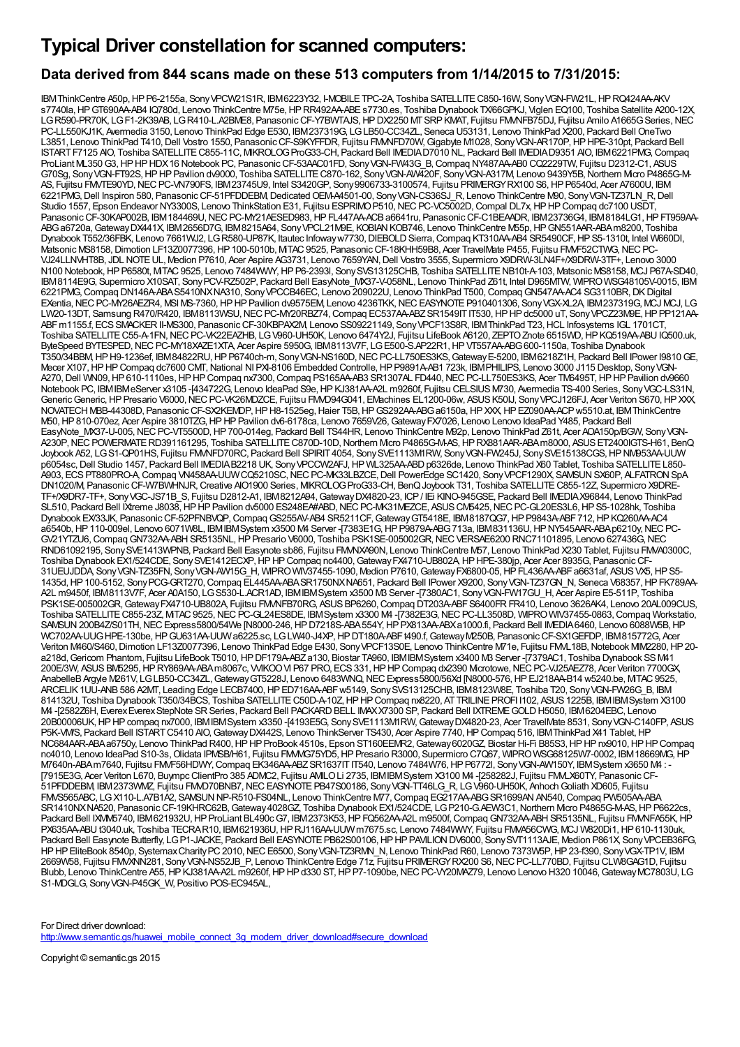# Typical Driver constellation for scanned computers:

## Data derived from 844 scans made on these 513 computers from 1/14/2015 to 7/31/2015:

IBM ThinkCentre A50p, HP P6-2155a, Sony VPCW21S1R, IBM 6223Y32, I-MOBILE TPC-2A, Toshiba SATELLITE C850-16W, Sony VGN-FW21L, HP RQ424AA-AKV s7740la, HP GT690AA-AB4 IQ780d, Lenovo ThinkCentre M75e, HP RR492AA-ABE s7730.es, Toshiba Dynabook TX/66GPKJ, Viglen EQ100, Toshiba Satellite A200-12X, LG R590-PR70K, LG F1-2K39AB, LG R410-L.A2BME8, Panasonic CF-Y7BWTAJS, HP DX2250 MT SRP KMAT, Fujitsu FMVNFB75DJ, Fujitsu Amilo A1665G Series, NEC PC-LL550KJ1K, Avermedia 3150, Lenovo ThinkPad Edge E530, IBM 237319G, LG LB50-CC34ZL, Seneca U53131, Lenovo ThinkPad X200, Packard Bell OneTwo L3851, Lenovo ThinkPad T410, Dell Vostro 1550, Panasonic CF-S9KYFFDR, Fujitsu FMVNFD70W, Gigabyte M1028, Sony VGN-AR170P, HP HPE-310pt, Packard Bell ISTART F7125 AIO, Toshiba SATELLITE C855-11C, MIKROLOG ProG33-CH, Packard Bell IMEDIA D7010 NL, Packard Bell IMEDIA D9351 AIO, IBM 6221PMG, Compaq ProLiant ML350 G3, HP HP HDX16 Notebook PC, Panasonic CF-53AAC01FD, Sony VGN-FW43G_B, Compaq NY487AA-AB0 CQ2229TW, Fujitsu D2312-C1, ASUS G70Sg, Sony VGN-FT92S, HP HP Pavilion dv9000, Toshiba SATELLITE C870-162, Sony VGN-AW420F, Sony VGN-A317M, Lenovo 9439Y5B, Northern Micro P4865G-M-AS, Fujitsu FMVTE90YD, NEC PC-VN790FS, IBM 23745U9, Intel S3420GP, Sony 9906733-3100574, Fujitsu PRIMERGY RX100 S6, HP P6540d, Acer A7600U, IBM 6221PMG, Dell Inspiron 580, Panasonic CF-51PFDDEBM, Dedicated OEM-A4501-00, Sony VGN-CS36SJ_R, Lenovo ThinkCentre M90, Sony VGN-TZ37LN_R, Dell Studio 1557, Epson Endeavor NY3300S, Lenovo ThinkStation E31, Fujitsu ESPRIMO P510, NEC PC-VC5002D, Compal DL7x, HP HP Compaq dc7100 USDT, Panasonic CF-30KAP002B, IBM 184469U, NEC PC-MY21AESED983, HP FL447AA-ACB a6641ru, Panasonic CF-C1BEAADR, IBM 23736G4, IBM 8184LG1, HP FT959AA-ABG a6720a, Gateway DX441X, IBM 2656D7G, IBM 8215A64, Sony VPCL21M9E, KOBIAN KOB746, Lenovo ThinkCentre M55p, HP GN551AAR-ABA m8200, Toshiba Dynabook T552/36FBK, Lenovo 7661WJ2, LG R580-UP87K, Itautec Infoway w7730, DIEBOLD Sierra, Compaq KT310AA-AB4 SR5490CF, HP S5-1310t, Intel W660DI, Matsonic MS8158, Dimotion LF13Z0077396, HP 100-5010b, MITAC 9525, Panasonic CF-18KHH59B8, Acer TravelMate P455, Fujitsu FMVF52CTWG, NEC PC-VJ24LLNVHT8B, JDL NOTE UL, Medion P7610, Acer Aspire AG3731, Lenovo 7659YAN, Dell Vostro 3555, Supermicro X9DRW-3LN4F+/X9DRW-3TF+, Lenovo 3000 N100 Notebook, HP P6580t, MITAC 9525, Lenovo 7484WWY, HP P6-2393l, Sony SVS13125CHB, Toshiba SATELLITE NB10t-A-103, Matsonic MS8158, MCJ P67A-SD40, IBM 8114E9G, Supermicro X10SAT, Sony PCV-RZ502P, Packard Bell EasyNote_MX37-V-058NL, Lenovo ThinkPad Z61t, Intel D965MTW, WIPRO WSG48105V-0015, IBM 6221PMG, Compaq DN146A-ABA S5410NX NA310, Sony VPCCB46EC, Lenovo 209022U, Lenovo ThinkPad T500, Compaq GN547AA-AC4 SG3110BR, DK Digital EXentia, NEC PC-MY26AEZR4, MSI MS-7360, HP HP Pavilion dv9575EM, Lenovo 4236TKK, NEC EASYNOTE P910401306, Sony VGX-XL2A, IBM 237319G, MCJ MCJ, LG LW20-13DT, Samsung R470/R420, IBM 8113WSU, NEC PC-MY20RBZ74, Compaq EC537AA-ABZ SR1549IT IT530, HP HP dc5000 uT, Sony VPCZ23M9E, HP PP121AA-ABF m1155.f, ECS SMACKER II-MS300, Panasonic CF-30KBPAX2M, Lenovo SS09221149, Sony VPCF13S8R, IBM ThinkPad T23, HCL Infosystems IGL 1701CT, Toshiba SATELLITE C55-A-1FN, NEC PC-VK22EAZHB, LG V960-UH50K, Lenovo 6474Y2J, Fujitsu LifeBook A6120, ZEPTO Znote 6515WD, HP KQ519AA-ABU IQ500.uk, ByteSpeed BYTESPED, NEC PC-MY18XAZE1XTA, Acer Aspire 5950G, IBM 8113V7F, LG E500-S.AP22R1, HP VT557AA-ABG 600-1150a, Toshiba Dynabook T350/34BBM, HP H9-1236ef, IBM 84822RU, HP P6740ch-m, Sony VGN-NS160D, NEC PC-LL750ES3KS, Gateway E-5200, IBM 6218Z1H, Packard Bell IPower I9810 GE, Mecer X107, HP HP Compaq dc7600 CMT, National NI PXI-8106 Embedded Controlle, HP P9891A-AB1 723k, IBM PHILIPS, Lenovo 3000 J115 Desktop, Sony VGN-A270, Dell WN09, HP 610-1110es, HP HP Compaq nx7300, Compaq PS165AA-AB3 SR1307AL FD440, NEC PC-LL750ES3KS, Acer TM6495T, HP HP Pavilion dv9660 Notebook PC, IBM IBM eServer x3105 -[434722G, Lenovo IdeaPad S9e, HP KJ381AA-A2L m9260f, Fujitsu CELSIUS M730, Avermedia TS-400 Series, Sony VGC-LS31N, Generic Generic, HP Presario V6000, NEC PC-VK26MDZCE, Fujitsu FMVD94G041, EMachines EL1200-06w, ASUS K50IJ, Sony VPCJ126FJ, Acer Veriton S670, HP XXX, NOVATECH MBB-44308D, Panasonic CF-SX2KEMDP, HP H8-1525eg, Haier T5B, HP GS292AA-ABG a6150a, HP XXX, HP EZ090AA-ACP w5510.at, IBM ThinkCentre M50, HP 810-070ez, Acer Aspire 3810TZG, HP HP Pavilion dv6-6178ca, Lenovo 7659V26, Gateway FX7026, Lenovo Lenovo IdeaPad Y485, Packard Bell EasyNote_MX37-U-005, NEC PC-VT5500D, HP 700-014eg, Packard Bell TS44HR, Lenovo ThinkCentre M92p, Lenovo ThinkPad Z61t, Acer AOA150p/BGW, Sony VGN-A230P, NEC POWERMATE RD391161295, Toshiba SATELLITE C870D-10D, Northern Micro P4865G-M-AS, HP RX881AAR-ABA m8000, ASUS ET2400IGTS-H61, BenQ Joybook A52, LG S1-QP01HS, Fujitsu FMVNFD70RC, Packard Bell SPIRIT 4054, Sony SVE1113M1RW, Sony VGN-FW245J, Sony SVE15138CGS, HP NM953AA-UUW p6054sc, Dell Studio 1457, Packard Bell IMEDIA B2218 UK, Sony VPCCW2AFJ, HP WL325AA-ABD p6326de, Lenovo ThinkPad X60 Tablet, Toshiba SATELLITE L850-A903, ECS PT880PRO-A, Compaq VN458AA-UUW CQ5210SC, NEC PC-MK33LBZCE, Dell PowerEdge SC1420, Sony VPCF1290X, SAMSUN SX60P, ALFATRON SpA DN1020/M, Panasonic CF-W7BWHNJR, Creative AIO1900 Series, MIKROLOG ProG33-CH, BenQ Joybook T31, Toshiba SATELLITE C855-12Z, Supermicro X9DRE-TF+/X9DR7-TF+, Sony VGC-JS71B_S, Fujitsu D2812-A1, IBM 8212A94, Gateway DX4820-23, ICP / IEi KINO-945GSE, Packard Bell IMEDIA X96844, Lenovo ThinkPad SL510, Packard Bell IXtreme J8038, HP HP Pavilion dv5000 ES248EA#ABD, NEC PC-MK31MEZCE, ASUS CM5425, NEC PC-GL20ES3L6, HP S5-1028hk, Toshiba Dynabook EX/33JK, Panasonic CF-52PFNBVQP, Compaq GS255AV-AB4 SR5211CF, Gateway GT5418E, IBM 8187QG7, HP P9843A-ABF 712, HP KQ260AA-AC4 a6540b, HP 110-009el, Lenovo 6071W8L, IBM IBM System x3500 M4 Server -[7383E1G, HP P9879A-ABG 713a, IBM 831136U, HP NY545AAR-ABA p6210y, NEC PC-GV21YTZU6, Compaq GN732AA-ABH SR5135NL, HP Presario V6000, Toshiba PSK1SE-005002GR, NEC VERSAE6200 RNC71101895, Lenovo 627436G, NEC RND61092195, Sony SVE1413WPNB, Packard Bell Easynote sb86, Fujitsu FMVNXA90N, Lenovo ThinkCentre M57, Lenovo ThinkPad X230 Tablet, Fujitsu FMVA0300C, Toshiba Dynabook EX1/524CDE, Sony SVE1412ECXP, HP HP Compaq nc4400, Gateway FX4710-UB802A, HP HPE-380jp, Acer Aser 8935G, Panasonic CF-31UEUJDDA, Sony VGN-TZ35FN, Sony VGN-AW15G_H, WIPRO WIV37455-1090, Medion P7610, Gateway FX6800-05, HP FL436AA-ABF a6631af, ASUS VX5, HP S5-1435d, HP 100-5152, Sony PCG-GRT270, Compaq EL445AA-ABA SR1750NX NA651, Packard Bell IPower X9200, Sony VGN-TZ37GN_N, Seneca V68357, HP FK789AA-A2L m9450f, IBM 8113V7F, Acer A0A150, LG S530-L.ACR1AD, IBM IBM System x3500 M3 Server -[7380AC1, Sony VGN-FW17GU_H, Acer Aspire E5-511P, Toshiba PSK1SE-005002GR, Gateway FX4710-UB802A, Fujitsu FMVNFB70RG, ASUS BP6260, Compaq DT203A-ABF S6400FR FR410, Lenovo 3626AK4, Lenovo 20AL009CUS, Toshiba SATELLITE C855-23Z, MITAC 9525, NEC PC-GL24ES8DE, IBM System x3300 M4 -[7382E3G, NEC PC-LL3508D, WIPRO WIV37455-0863, Compaq Workstatio, SAMSUN 200B4Z/S01TH, NEC Express5800/54We [N8000-246, HP D7218S-ABA 554Y, HP PX813AA-ABX a1000.fi, Packard Bell IMEDIA 6460, Lenovo 6088W5B, HP WC702AA-UUG HPE-130be, HP GU631AA-UUW a6225.sc, LG LW40-J4XP, HP DT180A-ABF t490.f, Gateway M250B, Panasonic CF-SX1GEFDP, IBM 815772G, Acer Veriton M460/S460, Dimotion LF13Z0077396, Lenovo ThinkPad Edge E430, Sony VPCF13S0E, Lenovo ThinkCentre M71e, Fujitsu FMVL18B, Notebook MIM2280, HP 20-a218d, Gericom Phantom, Fujitsu LifeBook T5010, HP DF179A-ABZ a130, Biostar TA960, IBM IBM System x3400 M3 Server -[7379AC1, Toshiba Dynabook SS M41 200E/3W, ASUS BM5295, HP RY869AA-ABA m8067c, VVIKOO VI P67 PRO, ECS 331, HP HP Compaq dx2390 Microtowe, NEC PC-VJ25AEZ78, Acer Veriton 7700GX, AnabelleB Argyle M261V, LG LB50-CC34ZL, Gateway GT5228J, Lenovo 6483WNQ, NEC Express5800/56Xd [N8000-576, HP EJ218AA-B14 w5240.be, MITAC 9525, ARCELIK 1UU-ANB 586 A2MT, Leading Edge LECB7400, HP ED716AA-ABF w5149, Sony SVS13125CHB, IBM 8123W8E, Toshiba T20, Sony VGN-FW26G_B, IBM 814132U, Toshiba Dynabook T350/34BCS, Toshiba SATELLITE C50D-A-10Z, HP HP Compaq nx8220, AT TRILINE PROFI I102, ASUS 1225B, IBM IBM System X3100 M4 -[2582Z6H, Everex Everex StepNote SR Series, Packard Bell PACKARD BELL IMAX X7300 SP, Packard Bell IXTREME GOLD H5050, IBM 6204EBC, Lenovo 20B00006UK, HP HP compaq nx7000, IBM IBM System x3350 -[4193E5G, Sony SVE1113M1RW, Gateway DX4820-23, Acer TravelMate 8531, Sony VGN-C140FP, ASUS P5K-VM/S, Packard Bell ISTART C5410 AIO, Gateway DX442S, Lenovo ThinkServer TS430, Acer Aspire 7740, HP Compaq 516, IBM ThinkPad X41 Tablet, HP NC684AAR-ABA a6750y, Lenovo ThinkPad R400, HP HP ProBook 4510s, Epson ST160EEMR2, Gateway 6020GZ, Biostar Hi-Fi B85S3, HP HP nx9010, HP HP Compaq nc4010, Lenovo IdeaPad S10-3s, Olidata IPMSB/H61, Fujitsu FMMG75YD5, HP Presario R3000, Supermicro C7Q67, WIPRO WSG68125W7-0002, IBM 18669MG, HP M7640n-ABA m7640, Fujitsu FMVF56HDWY, Compaq EK346AA-ABZ SR1637IT IT540, Lenovo 7484W76, HP P6772l, Sony VGN-AW150Y, IBM System x3650 M4 : -[7915E3G, Acer Veriton L670, Buympc ClientPro 385 ADMC2, Fujitsu AMILO Li 2735, IBM IBM System X3100 M4 -[258282J, Fujitsu FMVLX60TY, Panasonic CF-51PFDDEBM, IBM 2373WMZ, Fujitsu FMVD70BNB7, NEC EASYNOTE PB47S00186, Sony VGN-TT46LG_R, LG V960-UH50K, Anhoch Goliath XD605, Fujitsu FMVS565ABC, LG X110-L.A7B1A2, SAMSUN NP-R510-FS04NL, Lenovo ThinkCentre M77, Compaq EG217AA-ABG SR1699AN AN540, Compaq PW505AA-ABA SR1410NX NA520, Panasonic CF-19KHRC62B, Gateway 4028GZ, Toshiba Dynabook EX1/524CDE, LG P210-G.AEW3C1, Northern Micro P4865G-M-AS, HP P6622cs, Packard Bell IXMV5740, IBM 621932U, HP ProLiant BL490c G7, IBM 2373K53, HP FQ562AA-A2L m9500f, Compaq GN732AA-ABH SR5135NL, Fujitsu FMVNFA55K, HP PX635AA-ABU t3040.uk, Toshiba TECRA R10, IBM 621936U, HP RJ116AA-UUW m7675.sc, Lenovo 7484WWY, Fujitsu FMVA56CWG, MCJ W820Di1, HP 610-1130uk, Packard Bell Easynote Butterfly, LG P1-JACKE, Packard Bell EASYNOTE PB62S00106, HP HP PAVILION DV6000, Sony SVT1113AJE, Medion P861X, Sony VPCEB36FG, HP HP EliteBook 8540p, Systemax Charity PC 2010, NEC E6500, Sony VGN-TZ3RMN_N, Lenovo ThinkPad R60, Lenovo 7373W5P, HP 23-f390, Sony VGX-TP1V, IBM 2669W58, Fujitsu FMVXNN281, Sony VGN-NS52JB_P, Lenovo ThinkCentre Edge 71z, Fujitsu PRIMERGY RX200 S6, NEC PC-LL770BD, Fujitsu CLW8GAG1D, Fujitsu Blubb, Lenovo ThinkCentre A55, HP KJ381AA-A2L m9260f, HP HP d330 ST, HP P7-1090be, NEC PC-VY20MAZ79, Lenovo Lenovo H320 10046, Gateway MC7803U, LG S1-MDGLG, Sony VGN-P45GK_W, Positivo POS-EC945AL,

For Direct driver download:
http://www.semantic.gs/huawei_mobile_connect_3g_modem_driver_download#secure_download

Copyright © semantic.gs 2015